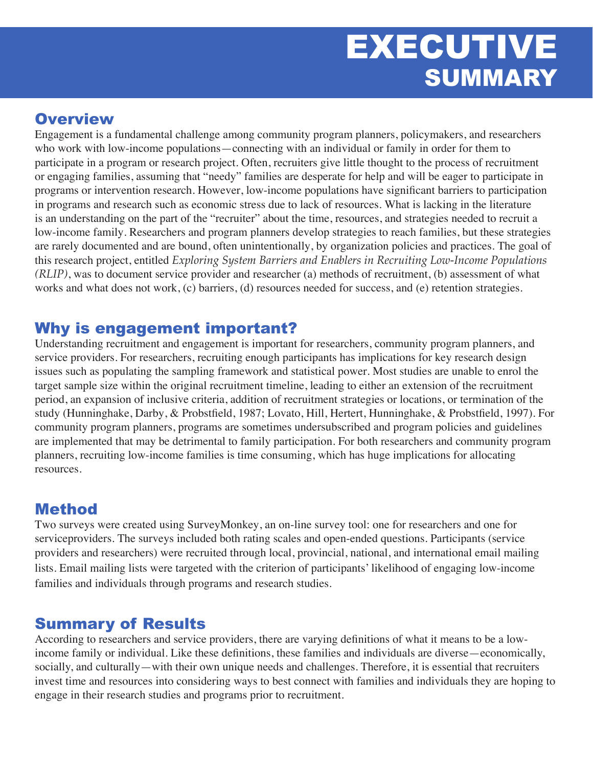# EXECUTIVE SUMMARY

## Overview

Engagement is a fundamental challenge among community program planners, policymakers, and researchers who work with low-income populations—connecting with an individual or family in order for them to participate in a program or research project. Often, recruiters give little thought to the process of recruitment or engaging families, assuming that "needy" families are desperate for help and will be eager to participate in programs or intervention research. However, low-income populations have significant barriers to participation in programs and research such as economic stress due to lack of resources. What is lacking in the literature is an understanding on the part of the "recruiter" about the time, resources, and strategies needed to recruit a low-income family. Researchers and program planners develop strategies to reach families, but these strategies are rarely documented and are bound, often unintentionally, by organization policies and practices. The goal of this research project, entitled *Exploring System Barriers and Enablers in Recruiting Low-Income Populations (RLIP)*, was to document service provider and researcher (a) methods of recruitment, (b) assessment of what works and what does not work, (c) barriers, (d) resources needed for success, and (e) retention strategies.

## Why is engagement important?

Understanding recruitment and engagement is important for researchers, community program planners, and service providers. For researchers, recruiting enough participants has implications for key research design issues such as populating the sampling framework and statistical power. Most studies are unable to enrol the target sample size within the original recruitment timeline, leading to either an extension of the recruitment period, an expansion of inclusive criteria, addition of recruitment strategies or locations, or termination of the study (Hunninghake, Darby, & Probstfield, 1987; Lovato, Hill, Hertert, Hunninghake, & Probstfield, 1997). For community program planners, programs are sometimes undersubscribed and program policies and guidelines are implemented that may be detrimental to family participation. For both researchers and community program planners, recruiting low-income families is time consuming, which has huge implications for allocating resources.

## Method

Two surveys were created using SurveyMonkey, an on-line survey tool: one for researchers and one for serviceproviders. The surveys included both rating scales and open-ended questions. Participants (service providers and researchers) were recruited through local, provincial, national, and international email mailing lists. Email mailing lists were targeted with the criterion of participants' likelihood of engaging low-income families and individuals through programs and research studies.

## Summary of Results

According to researchers and service providers, there are varying definitions of what it means to be a low-income family or individual. Like these definitions, these families and individuals are diverse—economically, socially, and culturally—with their own unique needs and challenges. Therefore, it is essential that recruiters invest time and resources into considering ways to best connect with families and individuals they are hoping to engage in their research studies and programs prior to recruitment.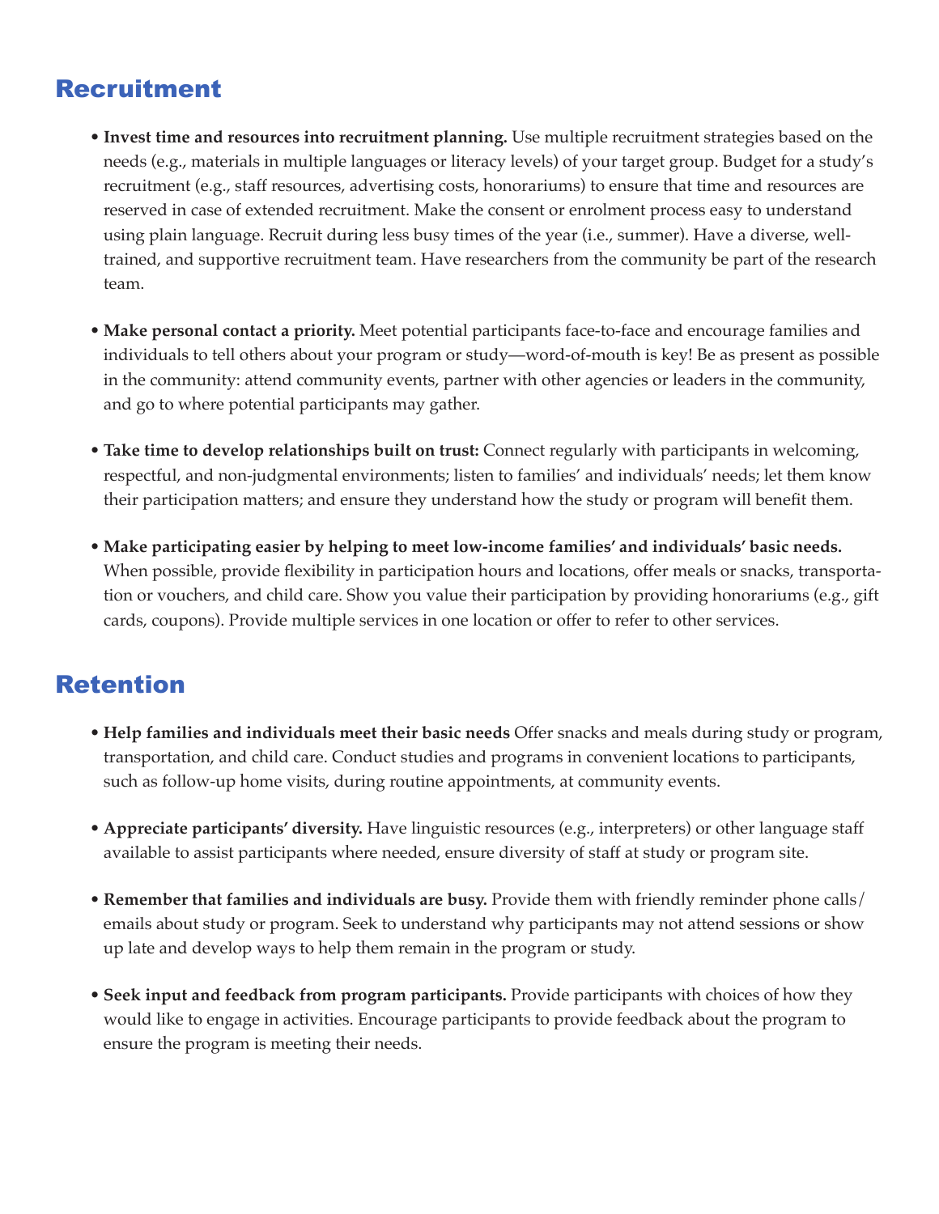## Recruitment

- **Invest time and resources into recruitment planning.** Use multiple recruitment strategies based on the needs (e.g., materials in multiple languages or literacy levels) of your target group. Budget for a study's recruitment (e.g., staff resources, advertising costs, honorariums) to ensure that time and resources are reserved in case of extended recruitment. Make the consent or enrolment process easy to understand using plain language. Recruit during less busy times of the year (i.e., summer). Have a diverse, well-trained, and supportive recruitment team. Have researchers from the community be part of the research team.

- **Make personal contact a priority.** Meet potential participants face-to-face and encourage families and individuals to tell others about your program or study—word-of-mouth is key! Be as present as possible in the community: attend community events, partner with other agencies or leaders in the community, and go to where potential participants may gather.

- **Take time to develop relationships built on trust:** Connect regularly with participants in welcoming, respectful, and non-judgmental environments; listen to families' and individuals' needs; let them know their participation matters; and ensure they understand how the study or program will benefit them.

- **Make participating easier by helping to meet low-income families' and individuals' basic needs.** When possible, provide flexibility in participation hours and locations, offer meals or snacks, transportation or vouchers, and child care. Show you value their participation by providing honorariums (e.g., gift cards, coupons). Provide multiple services in one location or offer to refer to other services.

## Retention

- **Help families and individuals meet their basic needs** Offer snacks and meals during study or program, transportation, and child care. Conduct studies and programs in convenient locations to participants, such as follow-up home visits, during routine appointments, at community events.

- **Appreciate participants' diversity.** Have linguistic resources (e.g., interpreters) or other language staff available to assist participants where needed, ensure diversity of staff at study or program site.

- **Remember that families and individuals are busy.** Provide them with friendly reminder phone calls/ emails about study or program. Seek to understand why participants may not attend sessions or show up late and develop ways to help them remain in the program or study.

- **Seek input and feedback from program participants.** Provide participants with choices of how they would like to engage in activities. Encourage participants to provide feedback about the program to ensure the program is meeting their needs.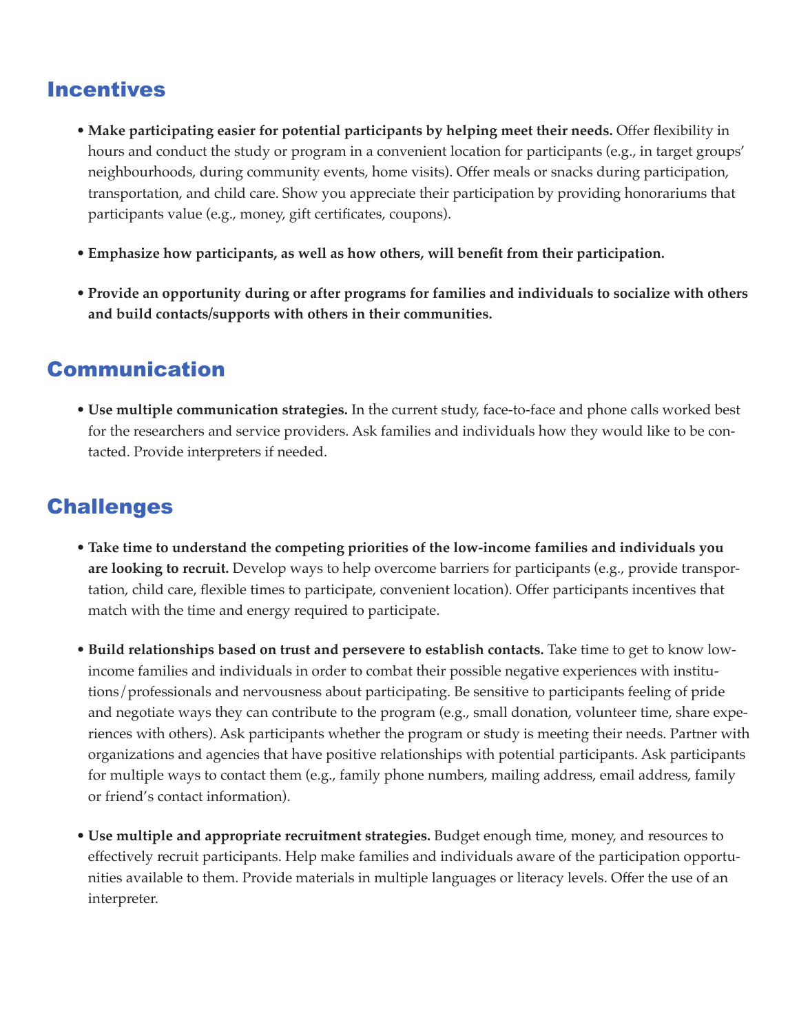## Incentives

- **Make participating easier for potential participants by helping meet their needs.** Offer flexibility in hours and conduct the study or program in a convenient location for participants (e.g., in target groups' neighbourhoods, during community events, home visits). Offer meals or snacks during participation, transportation, and child care. Show you appreciate their participation by providing honorariums that participants value (e.g., money, gift certificates, coupons).

- **Emphasize how participants, as well as how others, will benefit from their participation.**

- **Provide an opportunity during or after programs for families and individuals to socialize with others and build contacts/supports with others in their communities.**

## Communication

- **Use multiple communication strategies.** In the current study, face-to-face and phone calls worked best for the researchers and service providers. Ask families and individuals how they would like to be contacted. Provide interpreters if needed.

## Challenges

- **Take time to understand the competing priorities of the low-income families and individuals you are looking to recruit.** Develop ways to help overcome barriers for participants (e.g., provide transportation, child care, flexible times to participate, convenient location). Offer participants incentives that match with the time and energy required to participate.

- **Build relationships based on trust and persevere to establish contacts.** Take time to get to know low-income families and individuals in order to combat their possible negative experiences with institutions/professionals and nervousness about participating. Be sensitive to participants feeling of pride and negotiate ways they can contribute to the program (e.g., small donation, volunteer time, share experiences with others). Ask participants whether the program or study is meeting their needs. Partner with organizations and agencies that have positive relationships with potential participants. Ask participants for multiple ways to contact them (e.g., family phone numbers, mailing address, email address, family or friend's contact information).

- **Use multiple and appropriate recruitment strategies.** Budget enough time, money, and resources to effectively recruit participants. Help make families and individuals aware of the participation opportunities available to them. Provide materials in multiple languages or literacy levels. Offer the use of an interpreter.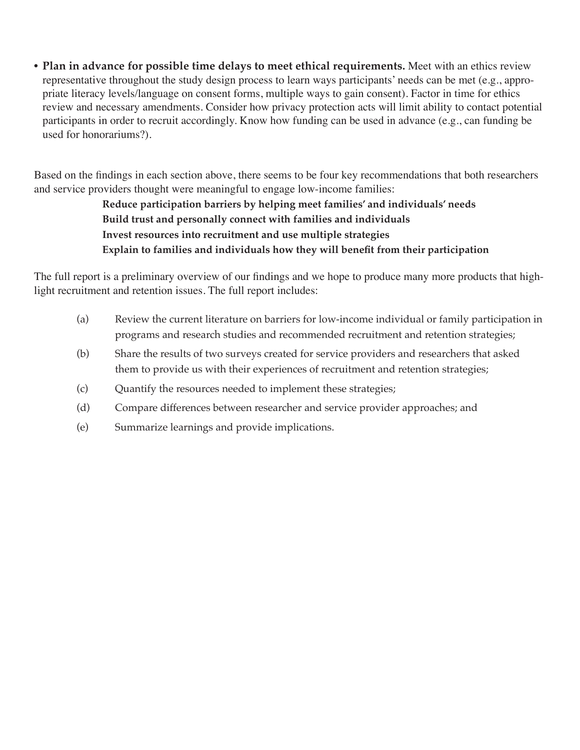- **Plan in advance for possible time delays to meet ethical requirements.** Meet with an ethics review representative throughout the study design process to learn ways participants' needs can be met (e.g., appropriate literacy levels/language on consent forms, multiple ways to gain consent). Factor in time for ethics review and necessary amendments. Consider how privacy protection acts will limit ability to contact potential participants in order to recruit accordingly. Know how funding can be used in advance (e.g., can funding be used for honorariums?).

Based on the findings in each section above, there seems to be four key recommendations that both researchers and service providers thought were meaningful to engage low-income families:

**Reduce participation barriers by helping meet families' and individuals' needs**
**Build trust and personally connect with families and individuals**
**Invest resources into recruitment and use multiple strategies**
**Explain to families and individuals how they will benefit from their participation**

The full report is a preliminary overview of our findings and we hope to produce many more products that highlight recruitment and retention issues. The full report includes:

(a) Review the current literature on barriers for low-income individual or family participation in programs and research studies and recommended recruitment and retention strategies;

(b) Share the results of two surveys created for service providers and researchers that asked them to provide us with their experiences of recruitment and retention strategies;

(c) Quantify the resources needed to implement these strategies;

(d) Compare differences between researcher and service provider approaches; and

(e) Summarize learnings and provide implications.